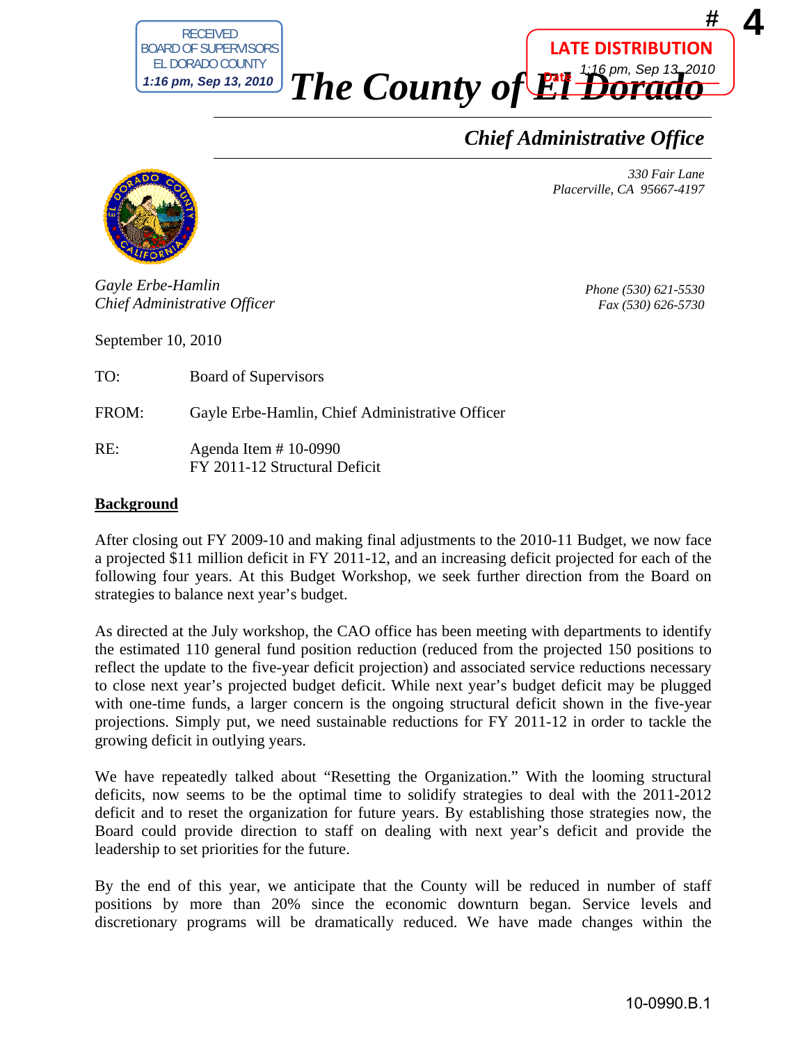RECEIVED
BOARD OF SUPERVISORS
EL DORADO COUNTY
*1:16 pm, Sep 13, 2010*

**LATE DISTRIBUTION**
Date *1:16 pm, Sep 13, 2010*

# 4

# *The County of El Dorado*

## *Chief Administrative Office*

*330 Fair Lane*
*Placerville, CA 95667-4197*

*Gayle Erbe-Hamlin*
*Chief Administrative Officer*

*Phone (530) 621-5530*
*Fax (530) 626-5730*

September 10, 2010

TO: Board of Supervisors

FROM: Gayle Erbe-Hamlin, Chief Administrative Officer

RE: Agenda Item # 10-0990
FY 2011-12 Structural Deficit

**Background**

After closing out FY 2009-10 and making final adjustments to the 2010-11 Budget, we now face a projected $11 million deficit in FY 2011-12, and an increasing deficit projected for each of the following four years. At this Budget Workshop, we seek further direction from the Board on strategies to balance next year's budget.

As directed at the July workshop, the CAO office has been meeting with departments to identify the estimated 110 general fund position reduction (reduced from the projected 150 positions to reflect the update to the five-year deficit projection) and associated service reductions necessary to close next year's projected budget deficit. While next year's budget deficit may be plugged with one-time funds, a larger concern is the ongoing structural deficit shown in the five-year projections. Simply put, we need sustainable reductions for FY 2011-12 in order to tackle the growing deficit in outlying years.

We have repeatedly talked about "Resetting the Organization." With the looming structural deficits, now seems to be the optimal time to solidify strategies to deal with the 2011-2012 deficit and to reset the organization for future years. By establishing those strategies now, the Board could provide direction to staff on dealing with next year's deficit and provide the leadership to set priorities for the future.

By the end of this year, we anticipate that the County will be reduced in number of staff positions by more than 20% since the economic downturn began. Service levels and discretionary programs will be dramatically reduced. We have made changes within the

10-0990.B.1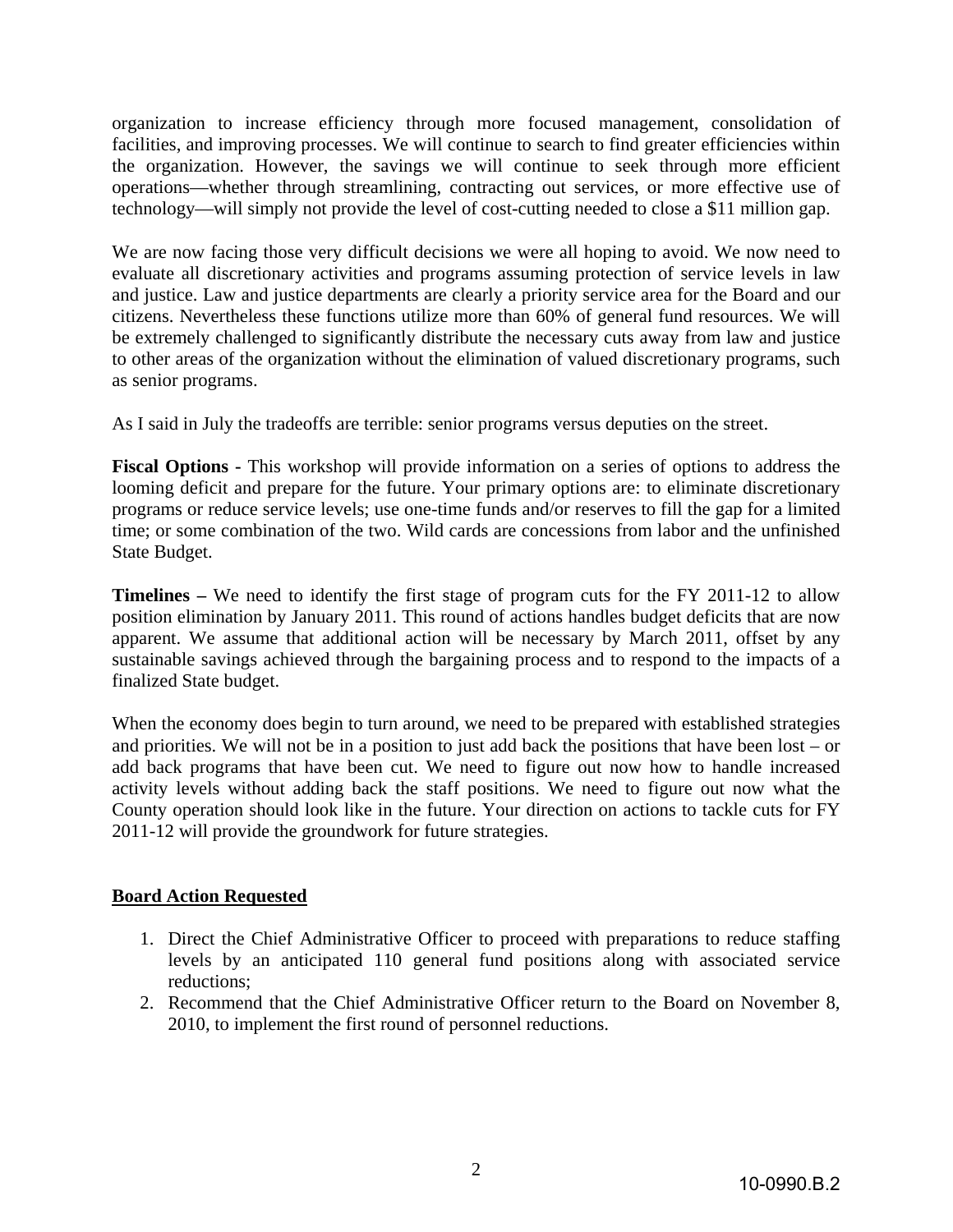organization to increase efficiency through more focused management, consolidation of facilities, and improving processes. We will continue to search to find greater efficiencies within the organization. However, the savings we will continue to seek through more efficient operations—whether through streamlining, contracting out services, or more effective use of technology—will simply not provide the level of cost-cutting needed to close a $11 million gap.

We are now facing those very difficult decisions we were all hoping to avoid. We now need to evaluate all discretionary activities and programs assuming protection of service levels in law and justice. Law and justice departments are clearly a priority service area for the Board and our citizens. Nevertheless these functions utilize more than 60% of general fund resources. We will be extremely challenged to significantly distribute the necessary cuts away from law and justice to other areas of the organization without the elimination of valued discretionary programs, such as senior programs.

As I said in July the tradeoffs are terrible: senior programs versus deputies on the street.

**Fiscal Options -** This workshop will provide information on a series of options to address the looming deficit and prepare for the future. Your primary options are: to eliminate discretionary programs or reduce service levels; use one-time funds and/or reserves to fill the gap for a limited time; or some combination of the two. Wild cards are concessions from labor and the unfinished State Budget.

**Timelines –** We need to identify the first stage of program cuts for the FY 2011-12 to allow position elimination by January 2011. This round of actions handles budget deficits that are now apparent. We assume that additional action will be necessary by March 2011, offset by any sustainable savings achieved through the bargaining process and to respond to the impacts of a finalized State budget.

When the economy does begin to turn around, we need to be prepared with established strategies and priorities. We will not be in a position to just add back the positions that have been lost – or add back programs that have been cut. We need to figure out now how to handle increased activity levels without adding back the staff positions. We need to figure out now what the County operation should look like in the future. Your direction on actions to tackle cuts for FY 2011-12 will provide the groundwork for future strategies.

## Board Action Requested

1. Direct the Chief Administrative Officer to proceed with preparations to reduce staffing levels by an anticipated 110 general fund positions along with associated service reductions;
2. Recommend that the Chief Administrative Officer return to the Board on November 8, 2010, to implement the first round of personnel reductions.

10-0990.B.2